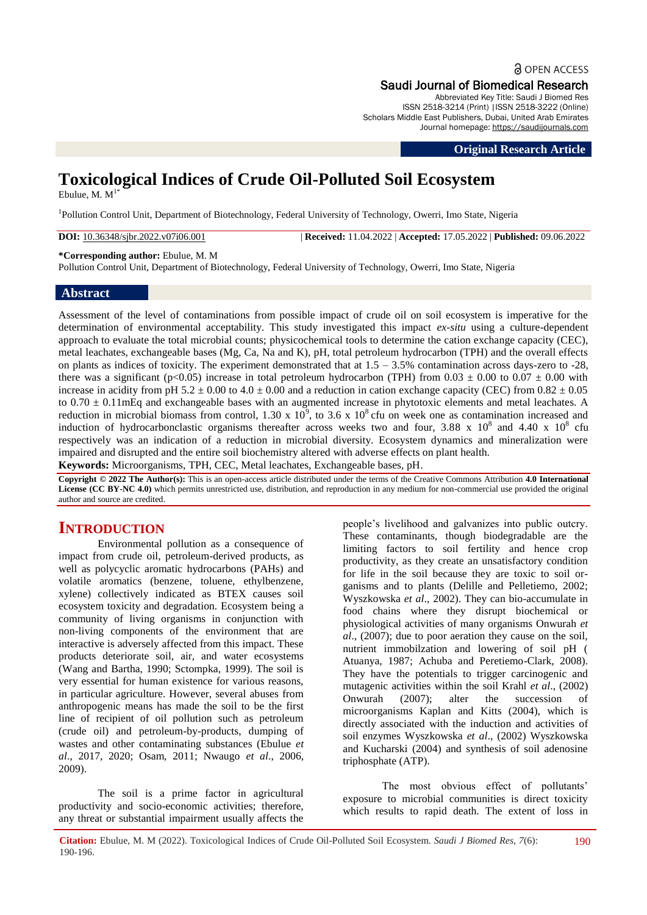Original Research Article

# Toxicological Indices of Crude Oil-Polluted Soil Ecosystem

Ebulue, M. M[1*]

[1]Pollution Control Unit, Department of Biotechnology, Federal University of Technology, Owerri, Imo State, Nigeria

**DOI:** 10.36348/sjbr.2022.v07i06.001 | **Received:** 11.04.2022 | **Accepted:** 17.05.2022 | **Published:** 09.06.2022

**\*Corresponding author:** Ebulue, M. M
Pollution Control Unit, Department of Biotechnology, Federal University of Technology, Owerri, Imo State, Nigeria

## Abstract

Assessment of the level of contaminations from possible impact of crude oil on soil ecosystem is imperative for the determination of environmental acceptability. This study investigated this impact *ex-situ* using a culture-dependent approach to evaluate the total microbial counts; physicochemical tools to determine the cation exchange capacity (CEC), metal leachates, exchangeable bases (Mg, Ca, Na and K), pH, total petroleum hydrocarbon (TPH) and the overall effects on plants as indices of toxicity. The experiment demonstrated that at 1.5 – 3.5% contamination across days-zero to -28, there was a significant ($p<0.05$) increase in total petroleum hydrocarbon (TPH) from $0.03 \pm 0.00$ to $0.07 \pm 0.00$ with increase in acidity from pH $5.2 \pm 0.00$ to $4.0 \pm 0.00$ and a reduction in cation exchange capacity (CEC) from $0.82 \pm 0.05$ to $0.70 \pm 0.11$mEq and exchangeable bases with an augmented increase in phytotoxic elements and metal leachates. A reduction in microbial biomass from control, $1.30 \times 10^9$, to $3.6 \times 10^8$ cfu on week one as contamination increased and induction of hydrocarbonclastic organisms thereafter across weeks two and four, $3.88 \times 10^8$ and $4.40 \times 10^8$ cfu respectively was an indication of a reduction in microbial diversity. Ecosystem dynamics and mineralization were impaired and disrupted and the entire soil biochemistry altered with adverse effects on plant health.

**Keywords:** Microorganisms, TPH, CEC, Metal leachates, Exchangeable bases, pH.

**Copyright © 2022 The Author(s):** This is an open-access article distributed under the terms of the Creative Commons Attribution **4.0 International License (CC BY-NC 4.0)** which permits unrestricted use, distribution, and reproduction in any medium for non-commercial use provided the original author and source are credited.

## INTRODUCTION

Environmental pollution as a consequence of impact from crude oil, petroleum-derived products, as well as polycyclic aromatic hydrocarbons (PAHs) and volatile aromatics (benzene, toluene, ethylbenzene, xylene) collectively indicated as BTEX causes soil ecosystem toxicity and degradation. Ecosystem being a community of living organisms in conjunction with non-living components of the environment that are interactive is adversely affected from this impact. These products deteriorate soil, air, and water ecosystems (Wang and Bartha, 1990; Sctompka, 1999). The soil is very essential for human existence for various reasons, in particular agriculture. However, several abuses from anthropogenic means has made the soil to be the first line of recipient of oil pollution such as petroleum (crude oil) and petroleum-by-products, dumping of wastes and other contaminating substances (Ebulue *et al*., 2017, 2020; Osam, 2011; Nwaugo *et al*., 2006, 2009).

The soil is a prime factor in agricultural productivity and socio-economic activities; therefore, any threat or substantial impairment usually affects the people's livelihood and galvanizes into public outcry. These contaminants, though biodegradable are the limiting factors to soil fertility and hence crop productivity, as they create an unsatisfactory condition for life in the soil because they are toxic to soil organisms and to plants (Delille and Pelletiemo, 2002; Wyszkowska *et al*., 2002). They can bio-accumulate in food chains where they disrupt biochemical or physiological activities of many organisms Onwurah *et al*., (2007); due to poor aeration they cause on the soil, nutrient immobilzation and lowering of soil pH ( Atuanya, 1987; Achuba and Peretiemo-Clark, 2008). They have the potentials to trigger carcinogenic and mutagenic activities within the soil Krahl *et al*., (2002) Onwurah (2007); alter the succession of microorganisms Kaplan and Kitts (2004), which is directly associated with the induction and activities of soil enzymes Wyszkowska *et al*., (2002) Wyszkowska and Kucharski (2004) and synthesis of soil adenosine triphosphate (ATP).

The most obvious effect of pollutants' exposure to microbial communities is direct toxicity which results to rapid death. The extent of loss in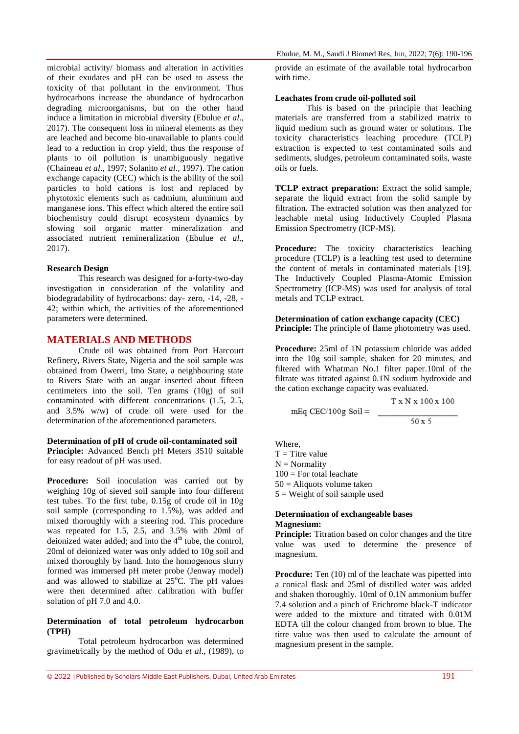microbial activity/ biomass and alteration in activities of their exudates and pH can be used to assess the toxicity of that pollutant in the environment. Thus hydrocarbons increase the abundance of hydrocarbon degrading microorganisms, but on the other hand induce a limitation in microbial diversity (Ebulue *et al*., 2017). The consequent loss in mineral elements as they are leached and become bio-unavailable to plants could lead to a reduction in crop yield, thus the response of plants to oil pollution is unambiguously negative (Chaineau *et al*., 1997; Solanito *et al*., 1997). The cation exchange capacity (CEC) which is the ability of the soil particles to hold cations is lost and replaced by phytotoxic elements such as cadmium, aluminum and manganese ions. This effect which altered the entire soil biochemistry could disrupt ecosystem dynamics by slowing soil organic matter mineralization and associated nutrient remineralization (Ebulue *et al*., 2017).

**Research Design**

This research was designed for a-forty-two-day investigation in consideration of the volatility and biodegradability of hydrocarbons: day- zero, -14, -28, -42; within which, the activities of the aforementioned parameters were determined.

## MATERIALS AND METHODS

Crude oil was obtained from Port Harcourt Refinery, Rivers State, Nigeria and the soil sample was obtained from Owerri, Imo State, a neighbouring state to Rivers State with an augar inserted about fifteen centimeters into the soil. Ten grams (10g) of soil contaminated with different concentrations (1.5, 2.5, and 3.5% w/w) of crude oil were used for the determination of the aforementioned parameters.

**Determination of pH of crude oil-contaminated soil**

**Principle:** Advanced Bench pH Meters 3510 suitable for easy readout of pH was used.

**Procedure:** Soil inoculation was carried out by weighing 10g of sieved soil sample into four different test tubes. To the first tube, 0.15g of crude oil in 10g soil sample (corresponding to 1.5%), was added and mixed thoroughly with a steering rod. This procedure was repeated for 1.5, 2.5, and 3.5% with 20ml of deionized water added; and into the 4$^{th}$ tube, the control, 20ml of deionized water was only added to 10g soil and mixed thoroughly by hand. Into the homogenous slurry formed was immersed pH meter probe (Jenway model) and was allowed to stabilize at 25$^{o}$C. The pH values were then determined after calibration with buffer solution of pH 7.0 and 4.0.

**Determination of total petroleum hydrocarbon (TPH)**

Total petroleum hydrocarbon was determined gravimetrically by the method of Odu *et al*., (1989), to provide an estimate of the available total hydrocarbon with time.

**Leachates from crude oil-polluted soil**

This is based on the principle that leaching materials are transferred from a stabilized matrix to liquid medium such as ground water or solutions. The toxicity characteristics leaching procedure (TCLP) extraction is expected to test contaminated soils and sediments, sludges, petroleum contaminated soils, waste oils or fuels.

**TCLP extract preparation:** Extract the solid sample, separate the liquid extract from the solid sample by filtration. The extracted solution was then analyzed for leachable metal using Inductively Coupled Plasma Emission Spectrometry (ICP-MS).

**Procedure:** The toxicity characteristics leaching procedure (TCLP) is a leaching test used to determine the content of metals in contaminated materials [19]. The Inductively Coupled Plasma-Atomic Emission Spectrometry (ICP-MS) was used for analysis of total metals and TCLP extract.

**Determination of cation exchange capacity (CEC)**

**Principle:** The principle of flame photometry was used.

**Procedure:** 25ml of 1N potassium chloride was added into the 10g soil sample, shaken for 20 minutes, and filtered with Whatman No.1 filter paper.10ml of the filtrate was titrated against 0.1N sodium hydroxide and the cation exchange capacity was evaluated.

$$\text{mEq CEC/100g Soil} = \frac{T \times N \times 100 \times 100}{50 \times 5}$$

Where,
T = Titre value
N = Normality
100 = For total leachate
50 = Aliquots volume taken
5 = Weight of soil sample used

**Determination of exchangeable bases**

**Magnesium:**

**Principle:** Titration based on color changes and the titre value was used to determine the presence of magnesium.

**Procdure:** Ten (10) ml of the leachate was pipetted into a conical flask and 25ml of distilled water was added and shaken thoroughly. 10ml of 0.1N ammonium buffer 7.4 solution and a pinch of Erichrome black-T indicator were added to the mixture and titrated with 0.01M EDTA till the colour changed from brown to blue. The titre value was then used to calculate the amount of magnesium present in the sample.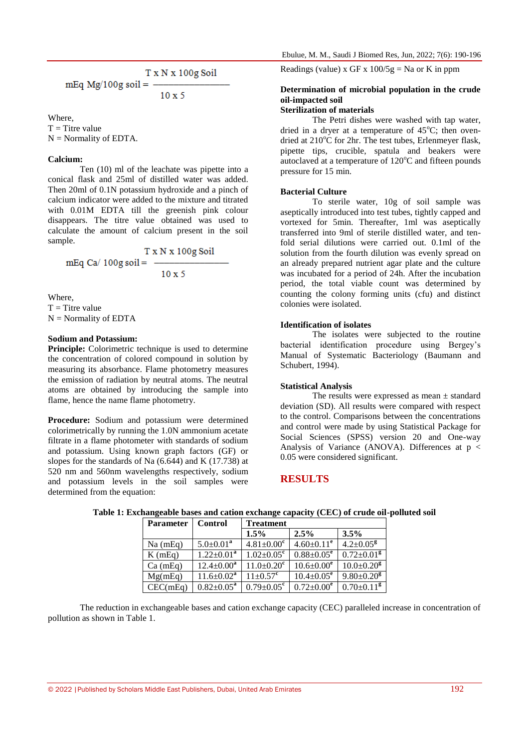$$\text{mEq Mg/100g soil} = \frac{\text{T x N x 100g Soil}}{10 \text{ x } 5}$$

Where,
T = Titre value
N = Normality of EDTA.

**Calcium:**

Ten (10) ml of the leachate was pipette into a conical flask and 25ml of distilled water was added. Then 20ml of 0.1N potassium hydroxide and a pinch of calcium indicator were added to the mixture and titrated with 0.01M EDTA till the greenish pink colour disappears. The titre value obtained was used to calculate the amount of calcium present in the soil sample.

$$\text{mEq Ca/ 100g soil} = \frac{\text{T x N x 100g Soil}}{10 \text{ x } 5}$$

Where,
T = Titre value
N = Normality of EDTA

**Sodium and Potassium:**

**Principle:** Colorimetric technique is used to determine the concentration of colored compound in solution by measuring its absorbance. Flame photometry measures the emission of radiation by neutral atoms. The neutral atoms are obtained by introducing the sample into flame, hence the name flame photometry.

**Procedure:** Sodium and potassium were determined colorimetrically by running the 1.0N ammonium acetate filtrate in a flame photometer with standards of sodium and potassium. Using known graph factors (GF) or slopes for the standards of Na (6.644) and K (17.738) at 520 nm and 560nm wavelengths respectively, sodium and potassium levels in the soil samples were determined from the equation:

Readings (value) x GF x 100/5g = Na or K in ppm

**Determination of microbial population in the crude oil-impacted soil**

**Sterilization of materials**

The Petri dishes were washed with tap water, dried in a dryer at a temperature of 45°C; then oven-dried at 210°C for 2hr. The test tubes, Erlenmeyer flask, pipette tips, crucible, spatula and beakers were autoclaved at a temperature of 120°C and fifteen pounds pressure for 15 min.

**Bacterial Culture**

To sterile water, 10g of soil sample was aseptically introduced into test tubes, tightly capped and vortexed for 5min. Thereafter, 1ml was aseptically transferred into 9ml of sterile distilled water, and ten-fold serial dilutions were carried out. 0.1ml of the solution from the fourth dilution was evenly spread on an already prepared nutrient agar plate and the culture was incubated for a period of 24h. After the incubation period, the total viable count was determined by counting the colony forming units (cfu) and distinct colonies were isolated.

**Identification of isolates**

The isolates were subjected to the routine bacterial identification procedure using Bergey's Manual of Systematic Bacteriology (Baumann and Schubert, 1994).

**Statistical Analysis**

The results were expressed as mean ± standard deviation (SD). All results were compared with respect to the control. Comparisons between the concentrations and control were made by using Statistical Package for Social Sciences (SPSS) version 20 and One-way Analysis of Variance (ANOVA). Differences at $p < 0.05$ were considered significant.

# RESULTS

**Table 1: Exchangeable bases and cation exchange capacity (CEC) of crude oil-polluted soil**

| Parameter | Control | Treatment | | |
|---|---|---|---|---|
| | | 1.5% | 2.5% | 3.5% |
| Na (mEq) | 5.0±0.01[a] | 4.81±0.00[c] | 4.60±0.11[e] | 4.2±0.05[g] |
| K (mEq) | 1.22±0.01[a] | 1.02±0.05[c] | 0.88±0.05[e] | 0.72±0.01[g] |
| Ca (mEq) | 12.4±0.00[a] | 11.0±0.20[c] | 10.6±0.00[e] | 10.0±0.20[g] |
| Mg(mEq) | 11.6±0.02[a] | 11±0.57[c] | 10.4±0.05[e] | 9.80±0.20[g] |
| CEC(mEq) | 0.82±0.05[a] | 0.79±0.05[c] | 0.72±0.00[e] | 0.70±0.11[g] |

The reduction in exchangeable bases and cation exchange capacity (CEC) paralleled increase in concentration of pollution as shown in Table 1.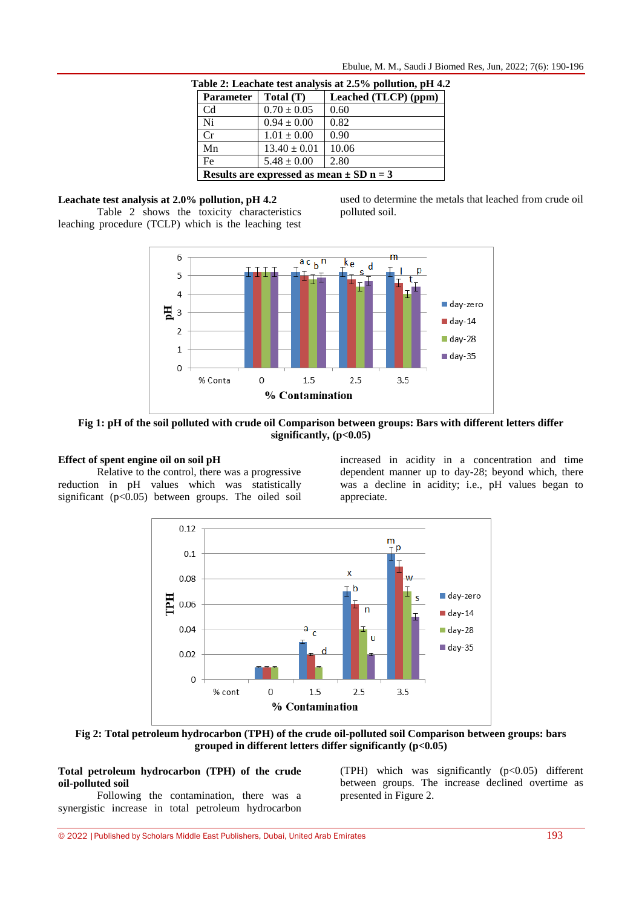**Table 2: Leachate test analysis at 2.5% pollution, pH 4.2**

| Parameter | Total (T) | Leached (TLCP) (ppm) |
|---|---|---|
| Cd | 0.70 ± 0.05 | 0.60 |
| Ni | 0.94 ± 0.00 | 0.82 |
| Cr | 1.01 ± 0.00 | 0.90 |
| Mn | 13.40 ± 0.01 | 10.06 |
| Fe | 5.48 ± 0.00 | 2.80 |
| Results are expressed as mean ± SD n = 3 | | |

**Leachate test analysis at 2.0% pollution, pH 4.2**

Table 2 shows the toxicity characteristics leaching procedure (TCLP) which is the leaching test used to determine the metals that leached from crude oil polluted soil.

**Fig 1: pH of the soil polluted with crude oil Comparison between groups: Bars with different letters differ significantly, (p<0.05)**

**Effect of spent engine oil on soil pH**

Relative to the control, there was a progressive reduction in pH values which was statistically significant ($p<0.05$) between groups. The oiled soil increased in acidity in a concentration and time dependent manner up to day-28; beyond which, there was a decline in acidity; i.e., pH values began to appreciate.

**Fig 2: Total petroleum hydrocarbon (TPH) of the crude oil-polluted soil Comparison between groups: bars grouped in different letters differ significantly (p<0.05)**

**Total petroleum hydrocarbon (TPH) of the crude oil-polluted soil**

Following the contamination, there was a synergistic increase in total petroleum hydrocarbon (TPH) which was significantly ($p<0.05$) different between groups. The increase declined overtime as presented in Figure 2.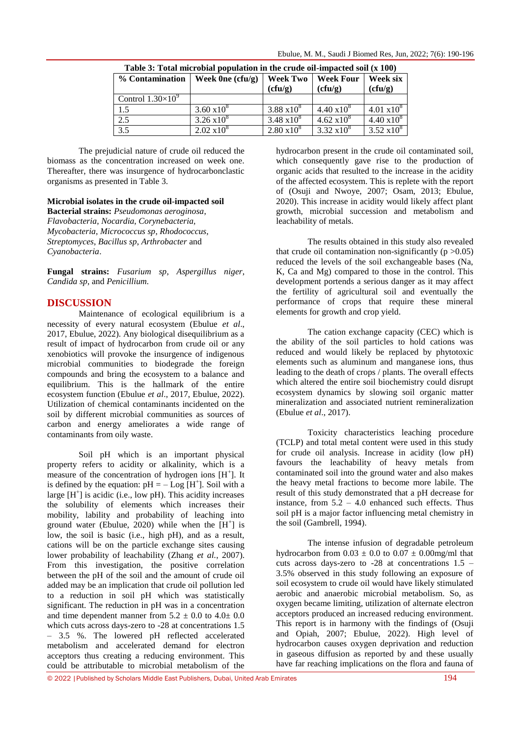**Table 3: Total microbial population in the crude oil-impacted soil (x 100)**

| % Contamination | Week 0ne (cfu/g) | Week Two (cfu/g) | Week Four (cfu/g) | Week six (cfu/g) |
|---|---|---|---|---|
| Control $1.30\times10^{9}$ | | | | |
| 1.5 | $3.60 \times10^{8}$ | $3.88 \times10^{8}$ | $4.40 \times10^{8}$ | $4.01 \times10^{8}$ |
| 2.5 | $3.26 \times10^{8}$ | $3.48 \times10^{8}$ | $4.62 \times10^{8}$ | $4.40 \times10^{8}$ |
| 3.5 | $2.02 \times10^{8}$ | $2.80 \times10^{8}$ | $3.32 \times10^{8}$ | $3.52 \times10^{8}$ |

The prejudicial nature of crude oil reduced the biomass as the concentration increased on week one. Thereafter, there was insurgence of hydrocarbonclastic organisms as presented in Table 3.

**Microbial isolates in the crude oil-impacted soil**

**Bacterial strains:** *Pseudomonas aeroginosa*, *Flavobacteria*, *Nocardia*, *Corynebacteria*, *Mycobacteria*, *Micrococcus sp*, *Rhodococcus*, *Streptomyces*, *Bacillus sp*, *Arthrobacter* and *Cyanobacteria*.

**Fungal strains:** *Fusarium sp*, *Aspergillus niger*, *Candida sp*, and *Penicillium.*

## DISCUSSION

Maintenance of ecological equilibrium is a necessity of every natural ecosystem (Ebulue *et al*., 2017, Ebulue, 2022). Any biological disequilibrium as a result of impact of hydrocarbon from crude oil or any xenobiotics will provoke the insurgence of indigenous microbial communities to biodegrade the foreign compounds and bring the ecosystem to a balance and equilibrium. This is the hallmark of the entire ecosystem function (Ebulue *et al*., 2017, Ebulue, 2022). Utilization of chemical contaminants incidented on the soil by different microbial communities as sources of carbon and energy ameliorates a wide range of contaminants from oily waste.

Soil pH which is an important physical property refers to acidity or alkalinity, which is a measure of the concentration of hydrogen ions $[H^{+}]$. It is defined by the equation: $pH = -\text{Log}\,[H^{+}]$. Soil with a large $[H^{+}]$ is acidic (i.e., low pH). This acidity increases the solubility of elements which increases their mobility, lability and probability of leaching into ground water (Ebulue, 2020) while when the $[H^{+}]$ is low, the soil is basic (i.e., high pH), and as a result, cations will be on the particle exchange sites causing lower probability of leachability (Zhang *et al.*, 2007). From this investigation, the positive correlation between the pH of the soil and the amount of crude oil added may be an implication that crude oil pollution led to a reduction in soil pH which was statistically significant. The reduction in pH was in a concentration and time dependent manner from $5.2 \pm 0.0$ to $4.0 \pm 0.0$ which cuts across days-zero to -28 at concentrations 1.5 – 3.5 %. The lowered pH reflected accelerated metabolism and accelerated demand for electron acceptors thus creating a reducing environment. This could be attributable to microbial metabolism of the hydrocarbon present in the crude oil contaminated soil, which consequently gave rise to the production of organic acids that resulted to the increase in the acidity of the affected ecosystem. This is replete with the report of (Osuji and Nwoye, 2007; Osam, 2013; Ebulue, 2020). This increase in acidity would likely affect plant growth, microbial succession and metabolism and leachability of metals.

The results obtained in this study also revealed that crude oil contamination non-significantly ($p > 0.05$) reduced the levels of the soil exchangeable bases (Na, K, Ca and Mg) compared to those in the control. This development portends a serious danger as it may affect the fertility of agricultural soil and eventually the performance of crops that require these mineral elements for growth and crop yield.

The cation exchange capacity (CEC) which is the ability of the soil particles to hold cations was reduced and would likely be replaced by phytotoxic elements such as aluminum and manganese ions, thus leading to the death of crops / plants. The overall effects which altered the entire soil biochemistry could disrupt ecosystem dynamics by slowing soil organic matter mineralization and associated nutrient remineralization (Ebulue *et al*., 2017).

Toxicity characteristics leaching procedure (TCLP) and total metal content were used in this study for crude oil analysis. Increase in acidity (low pH) favours the leachability of heavy metals from contaminated soil into the ground water and also makes the heavy metal fractions to become more labile. The result of this study demonstrated that a pH decrease for instance, from 5.2 – 4.0 enhanced such effects. Thus soil pH is a major factor influencing metal chemistry in the soil (Gambrell, 1994).

The intense infusion of degradable petroleum hydrocarbon from $0.03 \pm 0.0$ to $0.07 \pm 0.00$mg/ml that cuts across days-zero to -28 at concentrations 1.5 – 3.5% observed in this study following an exposure of soil ecosystem to crude oil would have likely stimulated aerobic and anaerobic microbial metabolism. So, as oxygen became limiting, utilization of alternate electron acceptors produced an increased reducing environment. This report is in harmony with the findings of (Osuji and Opiah, 2007; Ebulue, 2022). High level of hydrocarbon causes oxygen deprivation and reduction in gaseous diffusion as reported by and these usually have far reaching implications on the flora and fauna of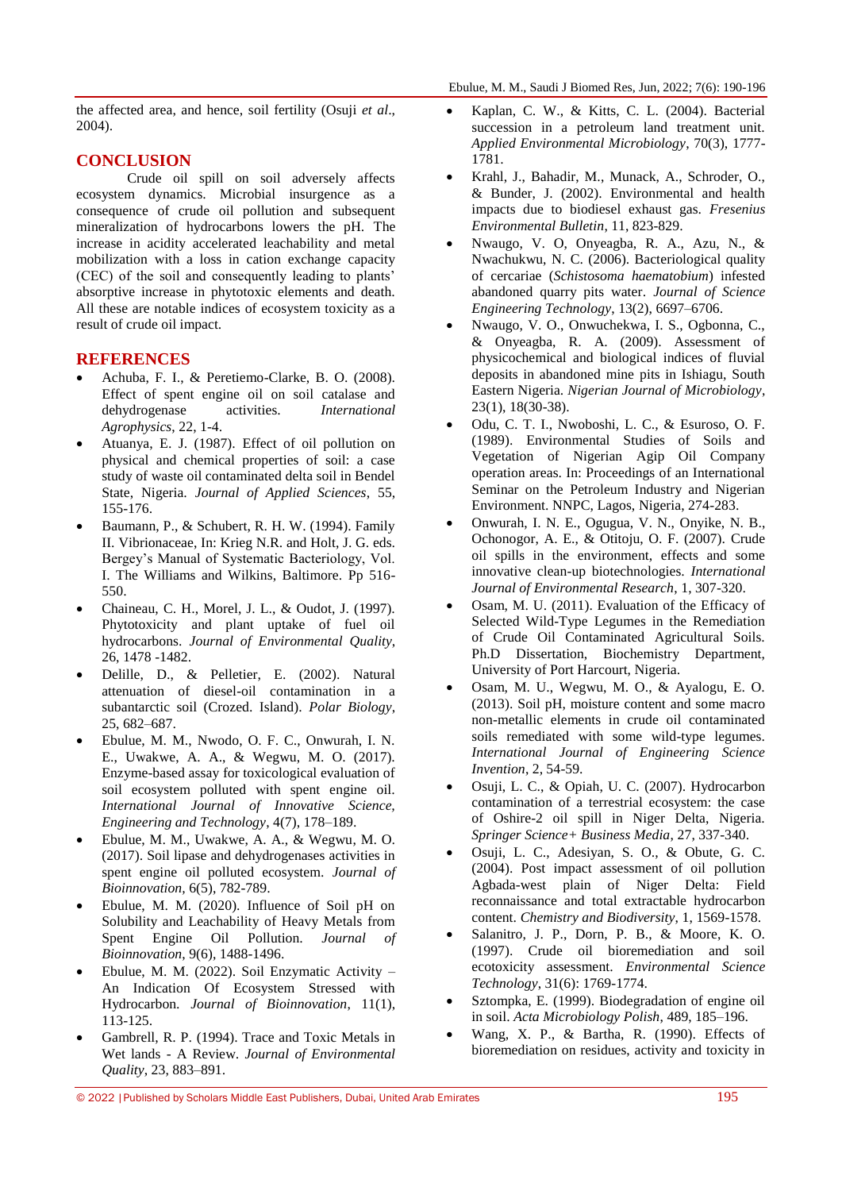the affected area, and hence, soil fertility (Osuji *et al*., 2004).

## CONCLUSION

Crude oil spill on soil adversely affects ecosystem dynamics. Microbial insurgence as a consequence of crude oil pollution and subsequent mineralization of hydrocarbons lowers the pH. The increase in acidity accelerated leachability and metal mobilization with a loss in cation exchange capacity (CEC) of the soil and consequently leading to plants' absorptive increase in phytotoxic elements and death. All these are notable indices of ecosystem toxicity as a result of crude oil impact.

## REFERENCES

- Achuba, F. I., & Peretiemo-Clarke, B. O. (2008). Effect of spent engine oil on soil catalase and dehydrogenase activities. *International Agrophysics*, 22, 1-4.
- Atuanya, E. J. (1987). Effect of oil pollution on physical and chemical properties of soil: a case study of waste oil contaminated delta soil in Bendel State, Nigeria. *Journal of Applied Sciences*, 55, 155-176.
- Baumann, P., & Schubert, R. H. W. (1994). Family II. Vibrionaceae, In: Krieg N.R. and Holt, J. G. eds. Bergey's Manual of Systematic Bacteriology, Vol. I. The Williams and Wilkins, Baltimore. Pp 516-550.
- Chaineau, C. H., Morel, J. L., & Oudot, J. (1997). Phytotoxicity and plant uptake of fuel oil hydrocarbons. *Journal of Environmental Quality*, 26, 1478 -1482.
- Delille, D., & Pelletier, E. (2002). Natural attenuation of diesel-oil contamination in a subantarctic soil (Crozed. Island). *Polar Biology*, 25, 682–687.
- Ebulue, M. M., Nwodo, O. F. C., Onwurah, I. N. E., Uwakwe, A. A., & Wegwu, M. O. (2017). Enzyme-based assay for toxicological evaluation of soil ecosystem polluted with spent engine oil. *International Journal of Innovative Science, Engineering and Technology*, 4(7), 178–189.
- Ebulue, M. M., Uwakwe, A. A., & Wegwu, M. O. (2017). Soil lipase and dehydrogenases activities in spent engine oil polluted ecosystem. *Journal of Bioinnovation*, 6(5), 782-789.
- Ebulue, M. M. (2020). Influence of Soil pH on Solubility and Leachability of Heavy Metals from Spent Engine Oil Pollution. *Journal of Bioinnovation*, 9(6), 1488-1496.
- Ebulue, M. M. (2022). Soil Enzymatic Activity – An Indication Of Ecosystem Stressed with Hydrocarbon. *Journal of Bioinnovation*, 11(1), 113-125.
- Gambrell, R. P. (1994). Trace and Toxic Metals in Wet lands - A Review. *Journal of Environmental Quality*, 23, 883–891.
- Kaplan, C. W., & Kitts, C. L. (2004). Bacterial succession in a petroleum land treatment unit. *Applied Environmental Microbiology*, 70(3), 1777-1781.
- Krahl, J., Bahadir, M., Munack, A., Schroder, O., & Bunder, J. (2002). Environmental and health impacts due to biodiesel exhaust gas. *Fresenius Environmental Bulletin*, 11, 823-829.
- Nwaugo, V. O, Onyeagba, R. A., Azu, N., & Nwachukwu, N. C. (2006). Bacteriological quality of cercariae (*Schistosoma haematobium*) infested abandoned quarry pits water. *Journal of Science Engineering Technology*, 13(2), 6697–6706.
- Nwaugo, V. O., Onwuchekwa, I. S., Ogbonna, C., & Onyeagba, R. A. (2009). Assessment of physicochemical and biological indices of fluvial deposits in abandoned mine pits in Ishiagu, South Eastern Nigeria. *Nigerian Journal of Microbiology*, 23(1), 18(30-38).
- Odu, C. T. I., Nwoboshi, L. C., & Esuroso, O. F. (1989). Environmental Studies of Soils and Vegetation of Nigerian Agip Oil Company operation areas. In: Proceedings of an International Seminar on the Petroleum Industry and Nigerian Environment. NNPC, Lagos, Nigeria, 274-283.
- Onwurah, I. N. E., Ogugua, V. N., Onyike, N. B., Ochonogor, A. E., & Otitoju, O. F. (2007). Crude oil spills in the environment, effects and some innovative clean-up biotechnologies. *International Journal of Environmental Research*, 1, 307-320.
- Osam, M. U. (2011). Evaluation of the Efficacy of Selected Wild-Type Legumes in the Remediation of Crude Oil Contaminated Agricultural Soils. Ph.D Dissertation, Biochemistry Department, University of Port Harcourt, Nigeria.
- Osam, M. U., Wegwu, M. O., & Ayalogu, E. O. (2013). Soil pH, moisture content and some macro non-metallic elements in crude oil contaminated soils remediated with some wild-type legumes. *International Journal of Engineering Science Invention*, 2, 54-59.
- Osuji, L. C., & Opiah, U. C. (2007). Hydrocarbon contamination of a terrestrial ecosystem: the case of Oshire-2 oil spill in Niger Delta, Nigeria. *Springer Science+ Business Media*, 27, 337-340.
- Osuji, L. C., Adesiyan, S. O., & Obute, G. C. (2004). Post impact assessment of oil pollution Agbada-west plain of Niger Delta: Field reconnaissance and total extractable hydrocarbon content. *Chemistry and Biodiversity*, 1, 1569-1578.
- Salanitro, J. P., Dorn, P. B., & Moore, K. O. (1997). Crude oil bioremediation and soil ecotoxicity assessment. *Environmental Science Technology*, 31(6): 1769-1774.
- Sztompka, E. (1999). Biodegradation of engine oil in soil. *Acta Microbiology Polish*, 489, 185–196.
- Wang, X. P., & Bartha, R. (1990). Effects of bioremediation on residues, activity and toxicity in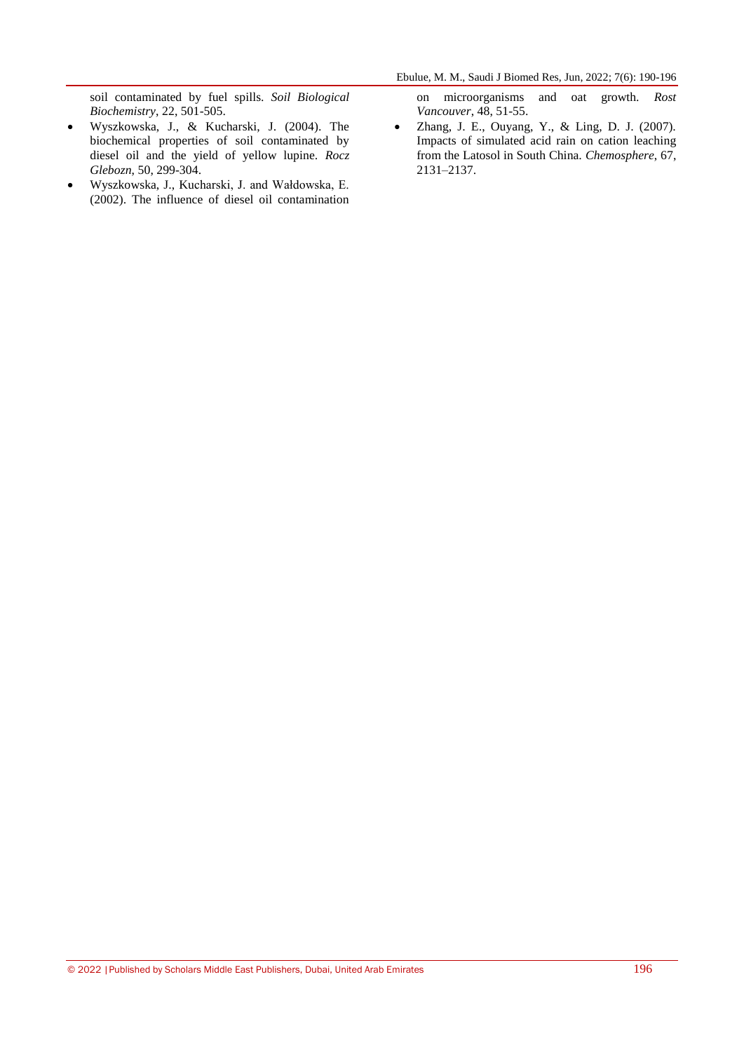soil contaminated by fuel spills. *Soil Biological Biochemistry*, 22, 501-505.

- Wyszkowska, J., & Kucharski, J. (2004). The biochemical properties of soil contaminated by diesel oil and the yield of yellow lupine. *Rocz Glebozn*, 50, 299-304.
- Wyszkowska, J., Kucharski, J. and Wałdowska, E. (2002). The influence of diesel oil contamination on microorganisms and oat growth. *Rost Vancouver*, 48, 51-55.
- Zhang, J. E., Ouyang, Y., & Ling, D. J. (2007). Impacts of simulated acid rain on cation leaching from the Latosol in South China. *Chemosphere*, 67, 2131–2137.